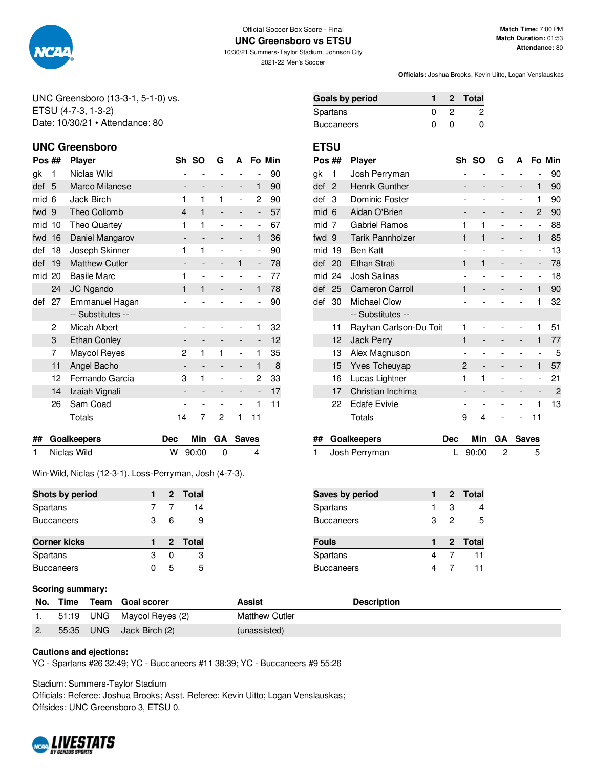Official Soccer Box Score - Final

# UNC Greensboro vs ETSU

10/30/21 Summers-Taylor Stadium, Johnson City

2021-22 Men's Soccer

**Match Time:** 7:00 PM
**Match Duration:** 01:53
**Attendance:** 80

**Officials:** Joshua Brooks, Kevin Uitto, Logan Venslauskas

UNC Greensboro (13-3-1, 5-1-0) vs.
ETSU (4-7-3, 1-3-2)
Date: 10/30/21 • Attendance: 80

| Goals by period | 1 | 2 | Total |
|---|---|---|---|
| Spartans | 0 | 2 | 2 |
| Buccaneers | 0 | 0 | 0 |

## UNC Greensboro

| Pos | ## | Player | Sh | SO | G | A | Fo | Min |
|---|---|---|---|---|---|---|---|---|
| gk | 1 | Niclas Wild | - | - | - | - | - | 90 |
| def | 5 | Marco Milanese | - | - | - | - | 1 | 90 |
| mid | 6 | Jack Birch | 1 | 1 | 1 | - | 2 | 90 |
| fwd | 9 | Theo Collomb | 4 | 1 | - | - | - | 57 |
| mid | 10 | Theo Quartey | 1 | 1 | - | - | - | 67 |
| fwd | 16 | Daniel Mangarov | - | - | - | - | 1 | 36 |
| def | 18 | Joseph Skinner | 1 | 1 | - | - | - | 90 |
| def | 19 | Matthew Cutler | - | - | - | 1 | - | 78 |
| mid | 20 | Basile Marc | 1 | - | - | - | - | 77 |
| | 24 | JC Ngando | 1 | 1 | - | - | 1 | 78 |
| def | 27 | Emmanuel Hagan | - | - | - | - | - | 90 |
| | | -- Substitutes -- | | | | | | |
| | 2 | Micah Albert | - | - | - | - | 1 | 32 |
| | 3 | Ethan Conley | - | - | - | - | - | 12 |
| | 7 | Maycol Reyes | 2 | 1 | 1 | - | 1 | 35 |
| | 11 | Angel Bacho | - | - | - | - | 1 | 8 |
| | 12 | Fernando Garcia | 3 | 1 | - | - | 2 | 33 |
| | 14 | Izaiah Vignali | - | - | - | - | - | 17 |
| | 26 | Sam Coad | - | - | - | - | 1 | 11 |
| | | Totals | 14 | 7 | 2 | 1 | 11 | |

| ## | Goalkeepers | Dec | Min | GA | Saves |
|---|---|---|---|---|---|
| 1 | Niclas Wild | W | 90:00 | 0 | 4 |

Win-Wild, Niclas (12-3-1). Loss-Perryman, Josh (4-7-3).

## ETSU

| Pos | ## | Player | Sh | SO | G | A | Fo | Min |
|---|---|---|---|---|---|---|---|---|
| gk | 1 | Josh Perryman | - | - | - | - | - | 90 |
| def | 2 | Henrik Gunther | - | - | - | - | 1 | 90 |
| def | 3 | Dominic Foster | - | - | - | - | 1 | 90 |
| mid | 6 | Aidan O'Brien | - | - | - | - | 2 | 90 |
| mid | 7 | Gabriel Ramos | 1 | 1 | - | - | - | 88 |
| fwd | 9 | Tarik Pannholzer | 1 | 1 | - | - | 1 | 85 |
| mid | 19 | Ben Katt | - | - | - | - | - | 13 |
| def | 20 | Ethan Strati | 1 | 1 | - | - | - | 78 |
| mid | 24 | Josh Salinas | - | - | - | - | - | 18 |
| def | 25 | Cameron Carroll | 1 | - | - | - | 1 | 90 |
| def | 30 | Michael Clow | - | - | - | - | 1 | 32 |
| | | -- Substitutes -- | | | | | | |
| | 11 | Rayhan Carlson-Du Toit | 1 | - | - | - | 1 | 51 |
| | 12 | Jack Perry | 1 | - | - | - | 1 | 77 |
| | 13 | Alex Magnuson | - | - | - | - | - | 5 |
| | 15 | Yves Tcheuyap | 2 | - | - | - | 1 | 57 |
| | 16 | Lucas Lightner | 1 | 1 | - | - | - | 21 |
| | 17 | Christian Inchima | - | - | - | - | - | 2 |
| | 22 | Edafe Evivie | - | - | - | - | 1 | 13 |
| | | Totals | 9 | 4 | - | - | 11 | |

| ## | Goalkeepers | Dec | Min | GA | Saves |
|---|---|---|---|---|---|
| 1 | Josh Perryman | L | 90:00 | 2 | 5 |

| Shots by period | 1 | 2 | Total |
|---|---|---|---|
| Spartans | 7 | 7 | 14 |
| Buccaneers | 3 | 6 | 9 |

| Saves by period | 1 | 2 | Total |
|---|---|---|---|
| Spartans | 1 | 3 | 4 |
| Buccaneers | 3 | 2 | 5 |

| Corner kicks | 1 | 2 | Total |
|---|---|---|---|
| Spartans | 3 | 0 | 3 |
| Buccaneers | 0 | 5 | 5 |

| Fouls | 1 | 2 | Total |
|---|---|---|---|
| Spartans | 4 | 7 | 11 |
| Buccaneers | 4 | 7 | 11 |

**Scoring summary:**

| No. | Time | Team | Goal scorer | Assist | Description |
|---|---|---|---|---|---|
| 1. | 51:19 | UNG | Maycol Reyes (2) | Matthew Cutler | |
| 2. | 55:35 | UNG | Jack Birch (2) | (unassisted) | |

**Cautions and ejections:**
YC - Spartans #26 32:49; YC - Buccaneers #11 38:39; YC - Buccaneers #9 55:26

Stadium: Summers-Taylor Stadium
Officials: Referee: Joshua Brooks; Asst. Referee: Kevin Uitto; Logan Venslauskas;
Offsides: UNC Greensboro 3, ETSU 0.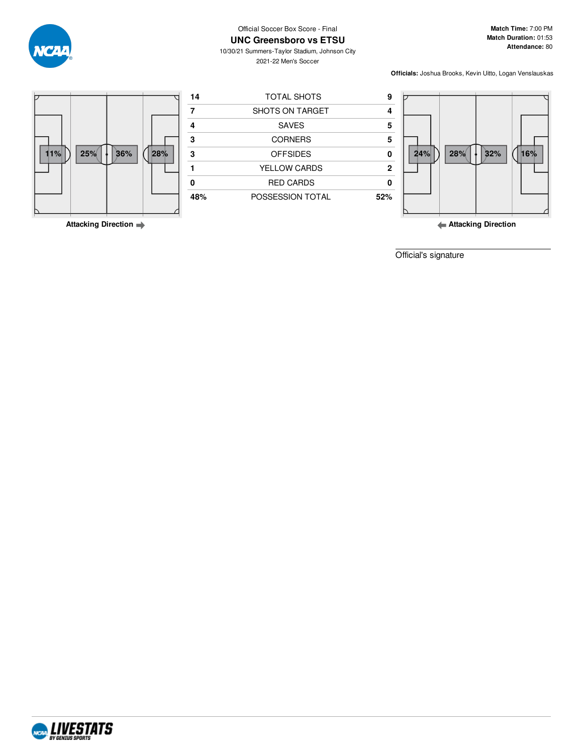Official Soccer Box Score - Final

# UNC Greensboro vs ETSU

10/30/21 Summers-Taylor Stadium, Johnson City

2021-22 Men's Soccer

**Match Time:** 7:00 PM
**Match Duration:** 01:53
**Attendance:** 80

**Officials:** Joshua Brooks, Kevin Uitto, Logan Venslauskas

UNC Greensboro field zones: 11% | 25% | 36% | 28%

Attacking Direction →

| UNC Greensboro | | ETSU |
|---|---|---|
| 14 | TOTAL SHOTS | 9 |
| 7 | SHOTS ON TARGET | 4 |
| 4 | SAVES | 5 |
| 3 | CORNERS | 5 |
| 3 | OFFSIDES | 0 |
| 1 | YELLOW CARDS | 2 |
| 0 | RED CARDS | 0 |
| 48% | POSSESSION TOTAL | 52% |

ETSU field zones: 24% | 28% | 32% | 16%

← Attacking Direction

Official's signature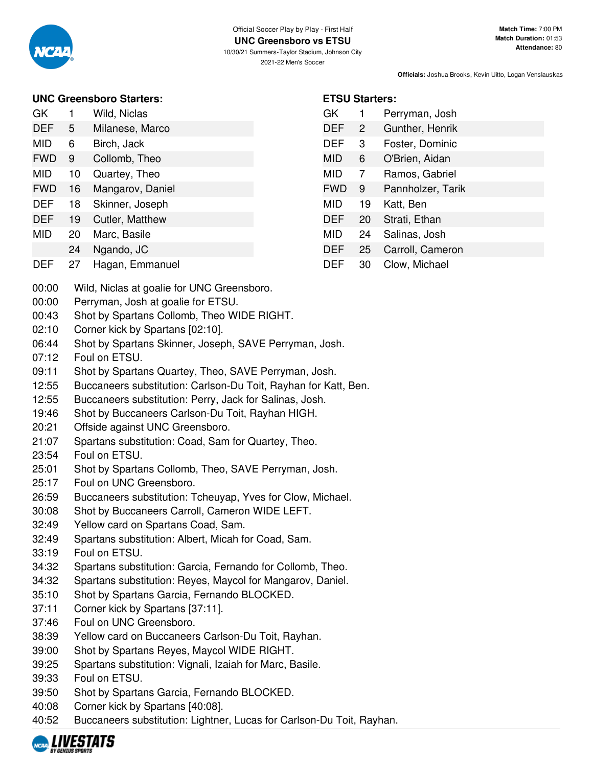Official Soccer Play by Play - First Half

**UNC Greensboro vs ETSU**

10/30/21 Summers-Taylor Stadium, Johnson City

2021-22 Men's Soccer

**Match Time:** 7:00 PM
**Match Duration:** 01:53
**Attendance:** 80

**Officials:** Joshua Brooks, Kevin Uitto, Logan Venslauskas

### UNC Greensboro Starters:

| | | |
|---|---|---|
| GK | 1 | Wild, Niclas |
| DEF | 5 | Milanese, Marco |
| MID | 6 | Birch, Jack |
| FWD | 9 | Collomb, Theo |
| MID | 10 | Quartey, Theo |
| FWD | 16 | Mangarov, Daniel |
| DEF | 18 | Skinner, Joseph |
| DEF | 19 | Cutler, Matthew |
| MID | 20 | Marc, Basile |
| | 24 | Ngando, JC |
| DEF | 27 | Hagan, Emmanuel |

### ETSU Starters:

| | | |
|---|---|---|
| GK | 1 | Perryman, Josh |
| DEF | 2 | Gunther, Henrik |
| DEF | 3 | Foster, Dominic |
| MID | 6 | O'Brien, Aidan |
| MID | 7 | Ramos, Gabriel |
| FWD | 9 | Pannholzer, Tarik |
| MID | 19 | Katt, Ben |
| DEF | 20 | Strati, Ethan |
| MID | 24 | Salinas, Josh |
| DEF | 25 | Carroll, Cameron |
| DEF | 30 | Clow, Michael |

| | |
|---|---|
| 00:00 | Wild, Niclas at goalie for UNC Greensboro. |
| 00:00 | Perryman, Josh at goalie for ETSU. |
| 00:43 | Shot by Spartans Collomb, Theo WIDE RIGHT. |
| 02:10 | Corner kick by Spartans [02:10]. |
| 06:44 | Shot by Spartans Skinner, Joseph, SAVE Perryman, Josh. |
| 07:12 | Foul on ETSU. |
| 09:11 | Shot by Spartans Quartey, Theo, SAVE Perryman, Josh. |
| 12:55 | Buccaneers substitution: Carlson-Du Toit, Rayhan for Katt, Ben. |
| 12:55 | Buccaneers substitution: Perry, Jack for Salinas, Josh. |
| 19:46 | Shot by Buccaneers Carlson-Du Toit, Rayhan HIGH. |
| 20:21 | Offside against UNC Greensboro. |
| 21:07 | Spartans substitution: Coad, Sam for Quartey, Theo. |
| 23:54 | Foul on ETSU. |
| 25:01 | Shot by Spartans Collomb, Theo, SAVE Perryman, Josh. |
| 25:17 | Foul on UNC Greensboro. |
| 26:59 | Buccaneers substitution: Tcheuyap, Yves for Clow, Michael. |
| 30:08 | Shot by Buccaneers Carroll, Cameron WIDE LEFT. |
| 32:49 | Yellow card on Spartans Coad, Sam. |
| 32:49 | Spartans substitution: Albert, Micah for Coad, Sam. |
| 33:19 | Foul on ETSU. |
| 34:32 | Spartans substitution: Garcia, Fernando for Collomb, Theo. |
| 34:32 | Spartans substitution: Reyes, Maycol for Mangarov, Daniel. |
| 35:10 | Shot by Spartans Garcia, Fernando BLOCKED. |
| 37:11 | Corner kick by Spartans [37:11]. |
| 37:46 | Foul on UNC Greensboro. |
| 38:39 | Yellow card on Buccaneers Carlson-Du Toit, Rayhan. |
| 39:00 | Shot by Spartans Reyes, Maycol WIDE RIGHT. |
| 39:25 | Spartans substitution: Vignali, Izaiah for Marc, Basile. |
| 39:33 | Foul on ETSU. |
| 39:50 | Shot by Spartans Garcia, Fernando BLOCKED. |
| 40:08 | Corner kick by Spartans [40:08]. |
| 40:52 | Buccaneers substitution: Lightner, Lucas for Carlson-Du Toit, Rayhan. |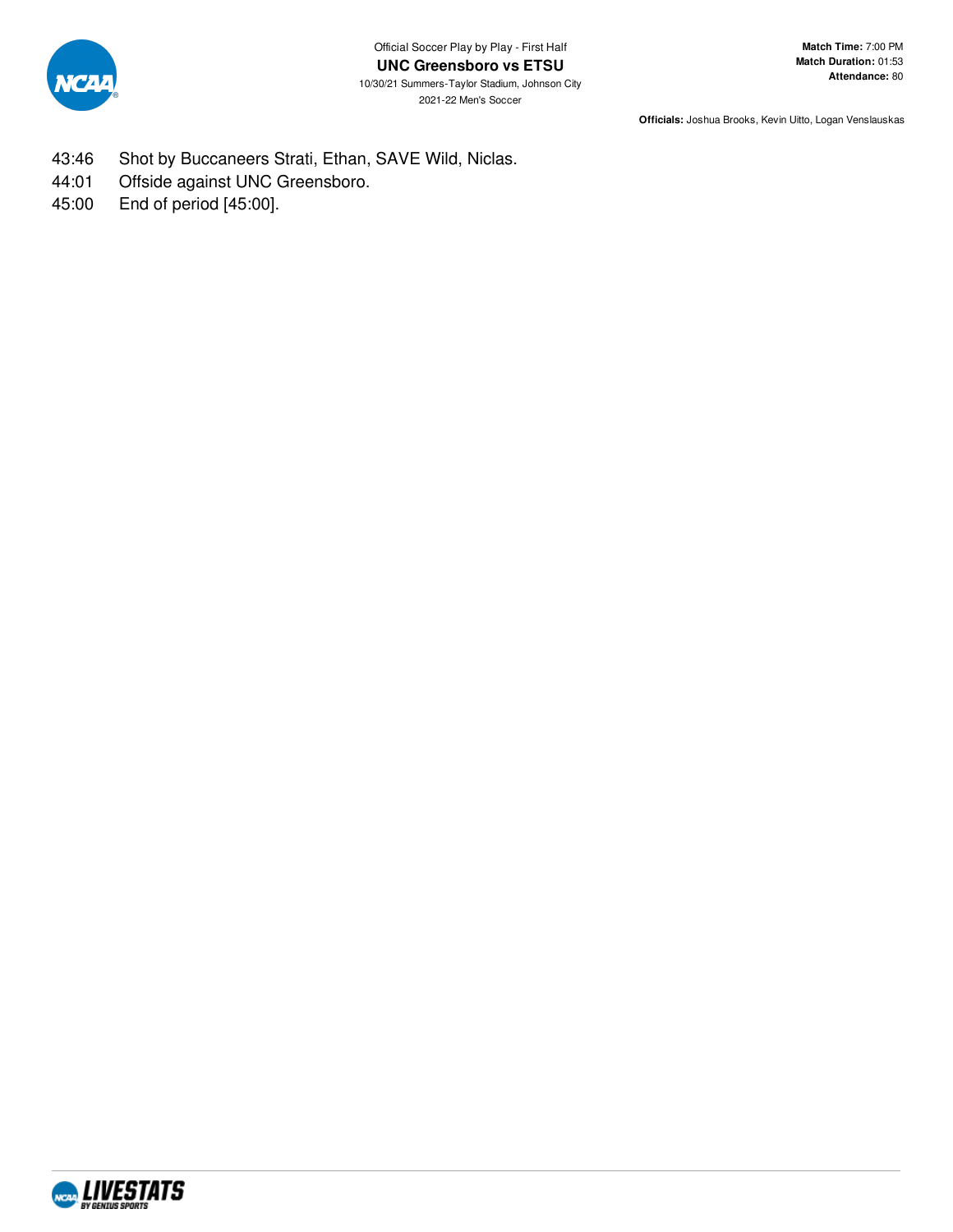Official Soccer Play by Play - First Half

**UNC Greensboro vs ETSU**

10/30/21 Summers-Taylor Stadium, Johnson City

2021-22 Men's Soccer

**Match Time:** 7:00 PM
**Match Duration:** 01:53
**Attendance:** 80

**Officials:** Joshua Brooks, Kevin Uitto, Logan Venslauskas

43:46 Shot by Buccaneers Strati, Ethan, SAVE Wild, Niclas.
44:01 Offside against UNC Greensboro.
45:00 End of period [45:00].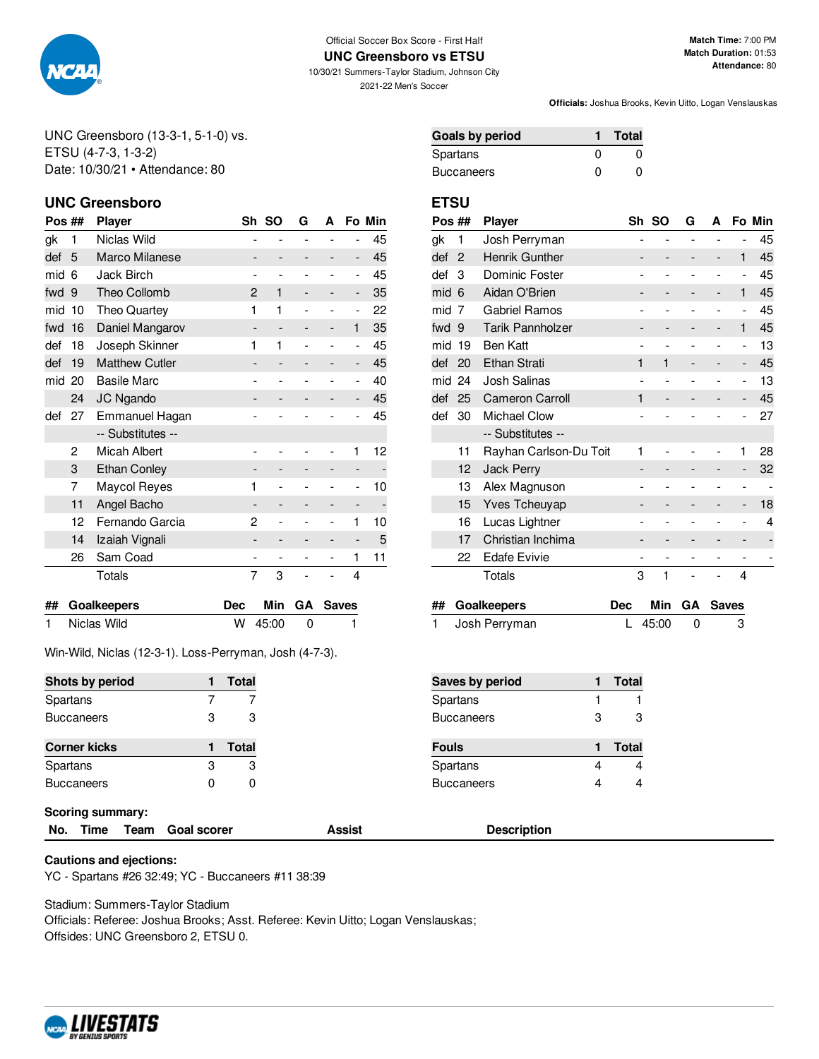Official Soccer Box Score - First Half

## UNC Greensboro vs ETSU

10/30/21 Summers-Taylor Stadium, Johnson City

2021-22 Men's Soccer

**Match Time:** 7:00 PM
**Match Duration:** 01:53
**Attendance:** 80

**Officials:** Joshua Brooks, Kevin Uitto, Logan Venslauskas

UNC Greensboro (13-3-1, 5-1-0) vs.
ETSU (4-7-3, 1-3-2)
Date: 10/30/21 • Attendance: 80

| Goals by period | 1 | Total |
|---|---|---|
| Spartans | 0 | 0 |
| Buccaneers | 0 | 0 |

### UNC Greensboro

| Pos | ## | Player | Sh | SO | G | A | Fo | Min |
|---|---|---|---|---|---|---|---|---|
| gk | 1 | Niclas Wild | - | - | - | - | - | 45 |
| def | 5 | Marco Milanese | - | - | - | - | - | 45 |
| mid | 6 | Jack Birch | - | - | - | - | - | 45 |
| fwd | 9 | Theo Collomb | 2 | 1 | - | - | - | 35 |
| mid | 10 | Theo Quartey | 1 | 1 | - | - | - | 22 |
| fwd | 16 | Daniel Mangarov | - | - | - | - | 1 | 35 |
| def | 18 | Joseph Skinner | 1 | 1 | - | - | - | 45 |
| def | 19 | Matthew Cutler | - | - | - | - | - | 45 |
| mid | 20 | Basile Marc | - | - | - | - | - | 40 |
| | 24 | JC Ngando | - | - | - | - | - | 45 |
| def | 27 | Emmanuel Hagan | - | - | - | - | - | 45 |
| | | -- Substitutes -- | | | | | | |
| | 2 | Micah Albert | - | - | - | - | 1 | 12 |
| | 3 | Ethan Conley | - | - | - | - | - | - |
| | 7 | Maycol Reyes | 1 | - | - | - | - | 10 |
| | 11 | Angel Bacho | - | - | - | - | - | - |
| | 12 | Fernando Garcia | 2 | - | - | - | 1 | 10 |
| | 14 | Izaiah Vignali | - | - | - | - | - | 5 |
| | 26 | Sam Coad | - | - | - | - | 1 | 11 |
| | | Totals | 7 | 3 | - | - | 4 | |

| ## | Goalkeepers | Dec | Min | GA | Saves |
|---|---|---|---|---|---|
| 1 | Niclas Wild | W | 45:00 | 0 | 1 |

Win-Wild, Niclas (12-3-1). Loss-Perryman, Josh (4-7-3).

### ETSU

| Pos | ## | Player | Sh | SO | G | A | Fo | Min |
|---|---|---|---|---|---|---|---|---|
| gk | 1 | Josh Perryman | - | - | - | - | - | 45 |
| def | 2 | Henrik Gunther | - | - | - | - | 1 | 45 |
| def | 3 | Dominic Foster | - | - | - | - | - | 45 |
| mid | 6 | Aidan O'Brien | - | - | - | - | 1 | 45 |
| mid | 7 | Gabriel Ramos | - | - | - | - | - | 45 |
| fwd | 9 | Tarik Pannholzer | - | - | - | - | 1 | 45 |
| mid | 19 | Ben Katt | - | - | - | - | - | 13 |
| def | 20 | Ethan Strati | 1 | 1 | - | - | - | 45 |
| mid | 24 | Josh Salinas | - | - | - | - | - | 13 |
| def | 25 | Cameron Carroll | 1 | - | - | - | - | 45 |
| def | 30 | Michael Clow | - | - | - | - | - | 27 |
| | | -- Substitutes -- | | | | | | |
| | 11 | Rayhan Carlson-Du Toit | 1 | - | - | - | 1 | 28 |
| | 12 | Jack Perry | - | - | - | - | - | 32 |
| | 13 | Alex Magnuson | - | - | - | - | - | - |
| | 15 | Yves Tcheuyap | - | - | - | - | - | 18 |
| | 16 | Lucas Lightner | - | - | - | - | - | 4 |
| | 17 | Christian Inchima | - | - | - | - | - | - |
| | 22 | Edafe Evivie | - | - | - | - | - | - |
| | | Totals | 3 | 1 | - | - | 4 | |

| ## | Goalkeepers | Dec | Min | GA | Saves |
|---|---|---|---|---|---|
| 1 | Josh Perryman | L | 45:00 | 0 | 3 |

| Shots by period | 1 | Total |
|---|---|---|
| Spartans | 7 | 7 |
| Buccaneers | 3 | 3 |

| Saves by period | 1 | Total |
|---|---|---|
| Spartans | 1 | 1 |
| Buccaneers | 3 | 3 |

| Corner kicks | 1 | Total |
|---|---|---|
| Spartans | 3 | 3 |
| Buccaneers | 0 | 0 |

| Fouls | 1 | Total |
|---|---|---|
| Spartans | 4 | 4 |
| Buccaneers | 4 | 4 |

**Scoring summary:**

| No. | Time | Team | Goal scorer | Assist | Description |
|---|---|---|---|---|---|

**Cautions and ejections:**
YC - Spartans #26 32:49; YC - Buccaneers #11 38:39

Stadium: Summers-Taylor Stadium
Officials: Referee: Joshua Brooks; Asst. Referee: Kevin Uitto; Logan Venslauskas;
Offsides: UNC Greensboro 2, ETSU 0.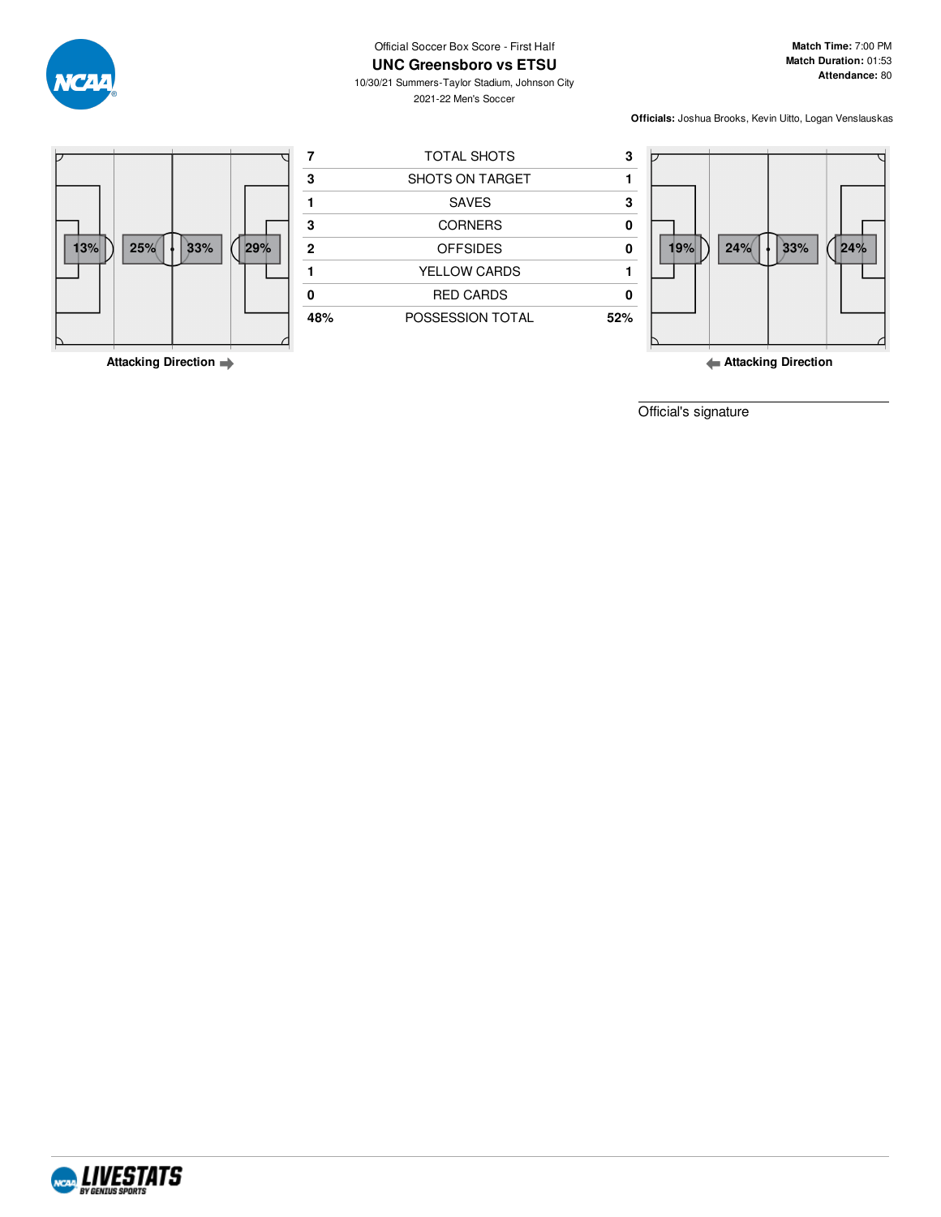Official Soccer Box Score - First Half

# UNC Greensboro vs ETSU

10/30/21 Summers-Taylor Stadium, Johnson City

2021-22 Men's Soccer

**Match Time:** 7:00 PM
**Match Duration:** 01:53
**Attendance:** 80

**Officials:** Joshua Brooks, Kevin Uitto, Logan Venslauskas

UNC Greensboro — Attacking Direction →

| 13% | 25% | 33% | 29% |
|---|---|---|---|

| UNC Greensboro | | ETSU |
|---|---|---|
| 7 | TOTAL SHOTS | 3 |
| 3 | SHOTS ON TARGET | 1 |
| 1 | SAVES | 3 |
| 3 | CORNERS | 0 |
| 2 | OFFSIDES | 0 |
| 1 | YELLOW CARDS | 1 |
| 0 | RED CARDS | 0 |
| 48% | POSSESSION TOTAL | 52% |

ETSU — ← Attacking Direction

| 19% | 24% | 33% | 24% |
|---|---|---|---|

Official's signature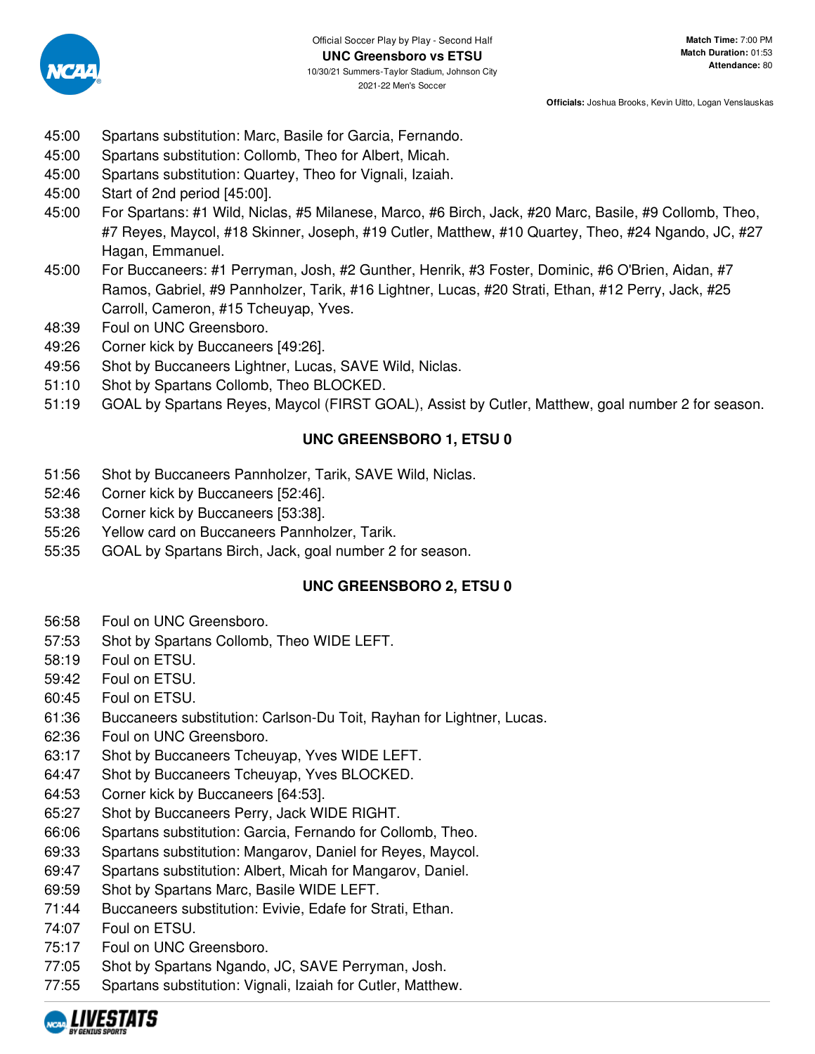Official Soccer Play by Play - Second Half

**UNC Greensboro vs ETSU**

10/30/21 Summers-Taylor Stadium, Johnson City

2021-22 Men's Soccer

**Match Time:** 7:00 PM
**Match Duration:** 01:53
**Attendance:** 80

**Officials:** Joshua Brooks, Kevin Uitto, Logan Venslauskas

45:00 Spartans substitution: Marc, Basile for Garcia, Fernando.
45:00 Spartans substitution: Collomb, Theo for Albert, Micah.
45:00 Spartans substitution: Quartey, Theo for Vignali, Izaiah.
45:00 Start of 2nd period [45:00].
45:00 For Spartans: #1 Wild, Niclas, #5 Milanese, Marco, #6 Birch, Jack, #20 Marc, Basile, #9 Collomb, Theo, #7 Reyes, Maycol, #18 Skinner, Joseph, #19 Cutler, Matthew, #10 Quartey, Theo, #24 Ngando, JC, #27 Hagan, Emmanuel.
45:00 For Buccaneers: #1 Perryman, Josh, #2 Gunther, Henrik, #3 Foster, Dominic, #6 O'Brien, Aidan, #7 Ramos, Gabriel, #9 Pannholzer, Tarik, #16 Lightner, Lucas, #20 Strati, Ethan, #12 Perry, Jack, #25 Carroll, Cameron, #15 Tcheuyap, Yves.
48:39 Foul on UNC Greensboro.
49:26 Corner kick by Buccaneers [49:26].
49:56 Shot by Buccaneers Lightner, Lucas, SAVE Wild, Niclas.
51:10 Shot by Spartans Collomb, Theo BLOCKED.
51:19 GOAL by Spartans Reyes, Maycol (FIRST GOAL), Assist by Cutler, Matthew, goal number 2 for season.

**UNC GREENSBORO 1, ETSU 0**

51:56 Shot by Buccaneers Pannholzer, Tarik, SAVE Wild, Niclas.
52:46 Corner kick by Buccaneers [52:46].
53:38 Corner kick by Buccaneers [53:38].
55:26 Yellow card on Buccaneers Pannholzer, Tarik.
55:35 GOAL by Spartans Birch, Jack, goal number 2 for season.

**UNC GREENSBORO 2, ETSU 0**

56:58 Foul on UNC Greensboro.
57:53 Shot by Spartans Collomb, Theo WIDE LEFT.
58:19 Foul on ETSU.
59:42 Foul on ETSU.
60:45 Foul on ETSU.
61:36 Buccaneers substitution: Carlson-Du Toit, Rayhan for Lightner, Lucas.
62:36 Foul on UNC Greensboro.
63:17 Shot by Buccaneers Tcheuyap, Yves WIDE LEFT.
64:47 Shot by Buccaneers Tcheuyap, Yves BLOCKED.
64:53 Corner kick by Buccaneers [64:53].
65:27 Shot by Buccaneers Perry, Jack WIDE RIGHT.
66:06 Spartans substitution: Garcia, Fernando for Collomb, Theo.
69:33 Spartans substitution: Mangarov, Daniel for Reyes, Maycol.
69:47 Spartans substitution: Albert, Micah for Mangarov, Daniel.
69:59 Shot by Spartans Marc, Basile WIDE LEFT.
71:44 Buccaneers substitution: Evivie, Edafe for Strati, Ethan.
74:07 Foul on ETSU.
75:17 Foul on UNC Greensboro.
77:05 Shot by Spartans Ngando, JC, SAVE Perryman, Josh.
77:55 Spartans substitution: Vignali, Izaiah for Cutler, Matthew.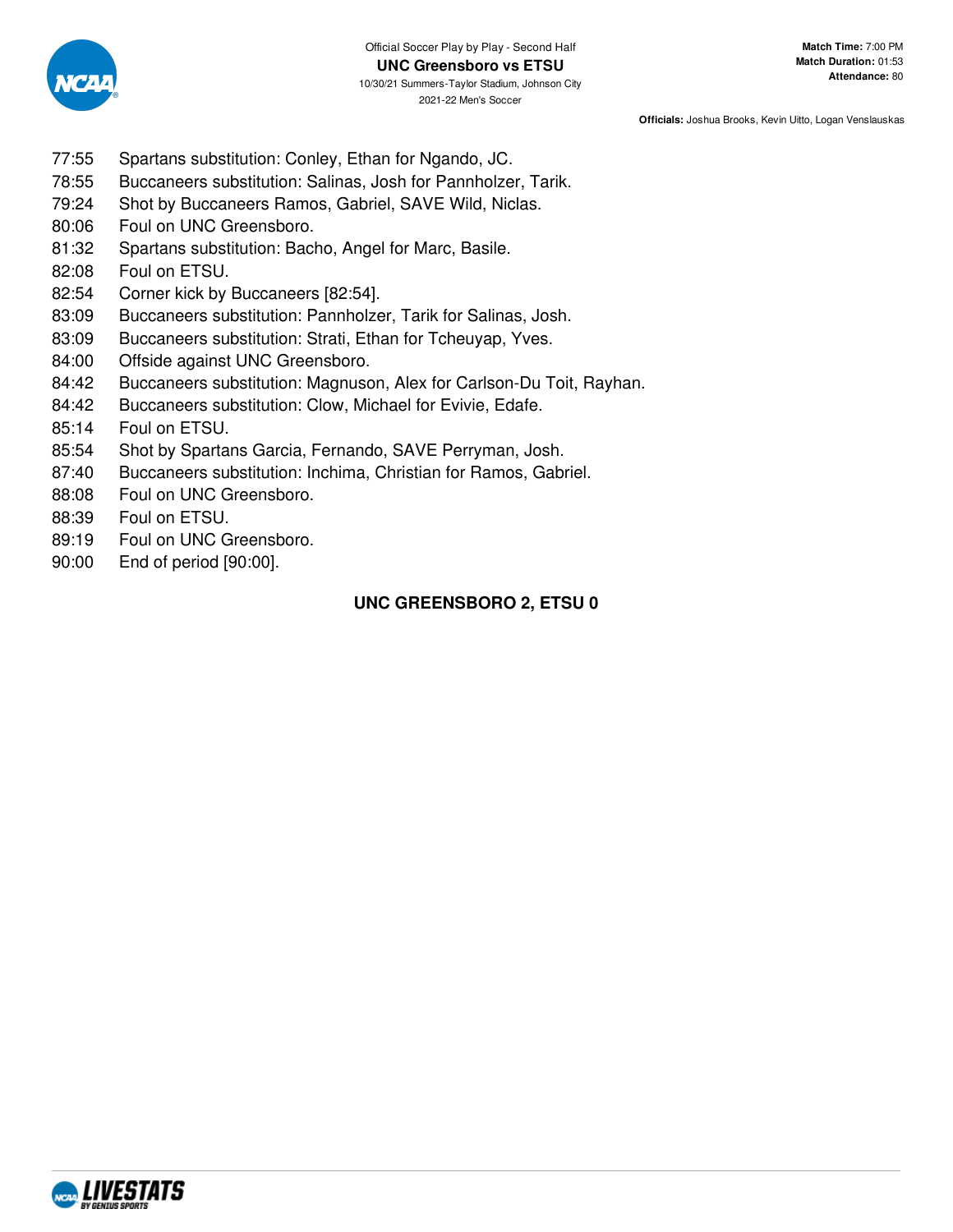Official Soccer Play by Play - Second Half

**UNC Greensboro vs ETSU**

10/30/21 Summers-Taylor Stadium, Johnson City

2021-22 Men's Soccer

**Match Time:** 7:00 PM
**Match Duration:** 01:53
**Attendance:** 80

**Officials:** Joshua Brooks, Kevin Uitto, Logan Venslauskas

| | |
|---|---|
| 77:55 | Spartans substitution: Conley, Ethan for Ngando, JC. |
| 78:55 | Buccaneers substitution: Salinas, Josh for Pannholzer, Tarik. |
| 79:24 | Shot by Buccaneers Ramos, Gabriel, SAVE Wild, Niclas. |
| 80:06 | Foul on UNC Greensboro. |
| 81:32 | Spartans substitution: Bacho, Angel for Marc, Basile. |
| 82:08 | Foul on ETSU. |
| 82:54 | Corner kick by Buccaneers [82:54]. |
| 83:09 | Buccaneers substitution: Pannholzer, Tarik for Salinas, Josh. |
| 83:09 | Buccaneers substitution: Strati, Ethan for Tcheuyap, Yves. |
| 84:00 | Offside against UNC Greensboro. |
| 84:42 | Buccaneers substitution: Magnuson, Alex for Carlson-Du Toit, Rayhan. |
| 84:42 | Buccaneers substitution: Clow, Michael for Evivie, Edafe. |
| 85:14 | Foul on ETSU. |
| 85:54 | Shot by Spartans Garcia, Fernando, SAVE Perryman, Josh. |
| 87:40 | Buccaneers substitution: Inchima, Christian for Ramos, Gabriel. |
| 88:08 | Foul on UNC Greensboro. |
| 88:39 | Foul on ETSU. |
| 89:19 | Foul on UNC Greensboro. |
| 90:00 | End of period [90:00]. |

**UNC GREENSBORO 2, ETSU 0**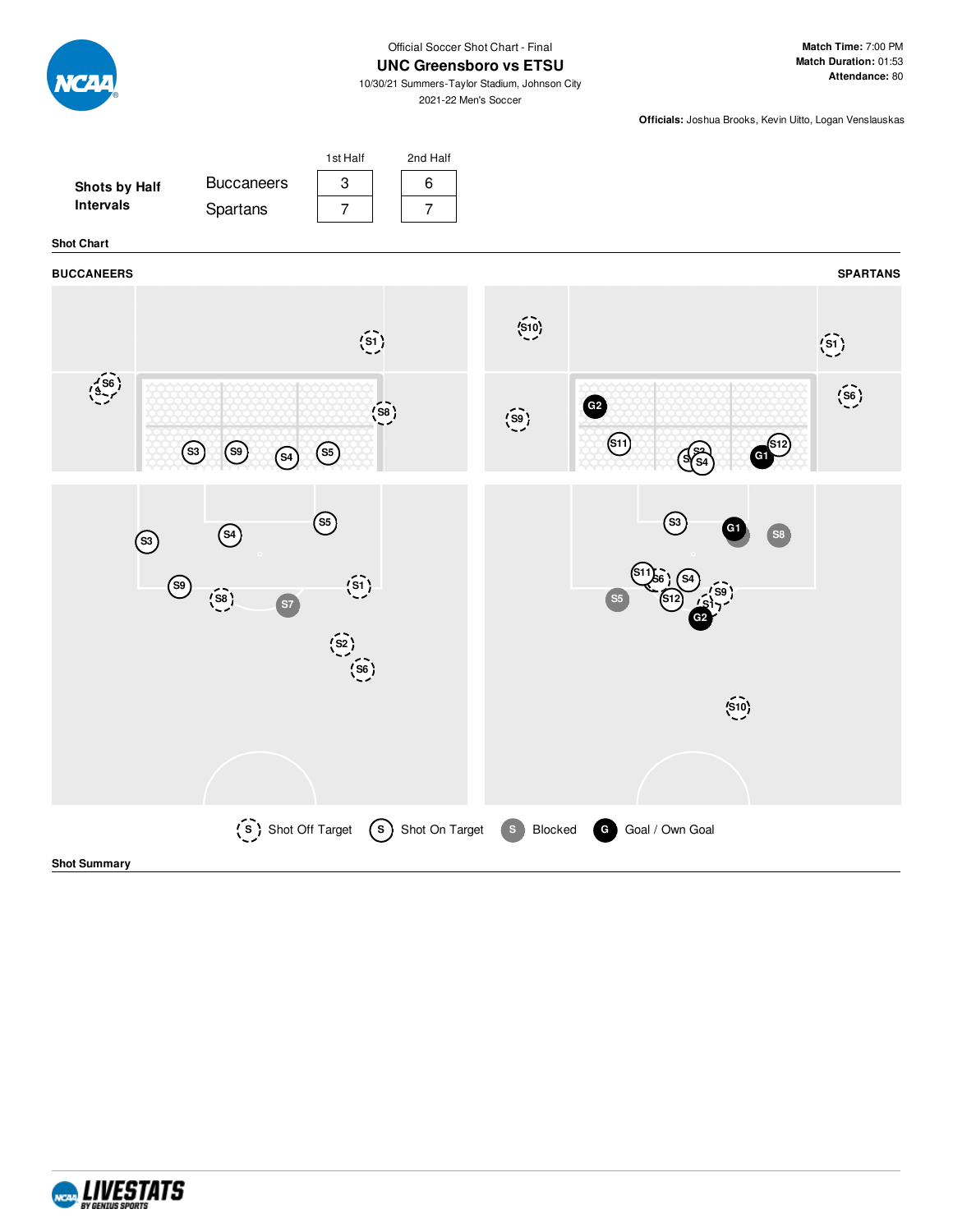Official Soccer Shot Chart - Final

## UNC Greensboro vs ETSU

10/30/21 Summers-Taylor Stadium, Johnson City

2021-22 Men's Soccer

**Match Time:** 7:00 PM
**Match Duration:** 01:53
**Attendance:** 80

**Officials:** Joshua Brooks, Kevin Uitto, Logan Venslauskas

**Shots by Half Intervals**

| | 1st Half | 2nd Half |
|---|---|---|
| Buccaneers | 3 | 6 |
| Spartans | 7 | 7 |

**Shot Chart**

**BUCCANEERS** | **SPARTANS**

Shot Off Target | Shot On Target | Blocked | Goal / Own Goal

**Shot Summary**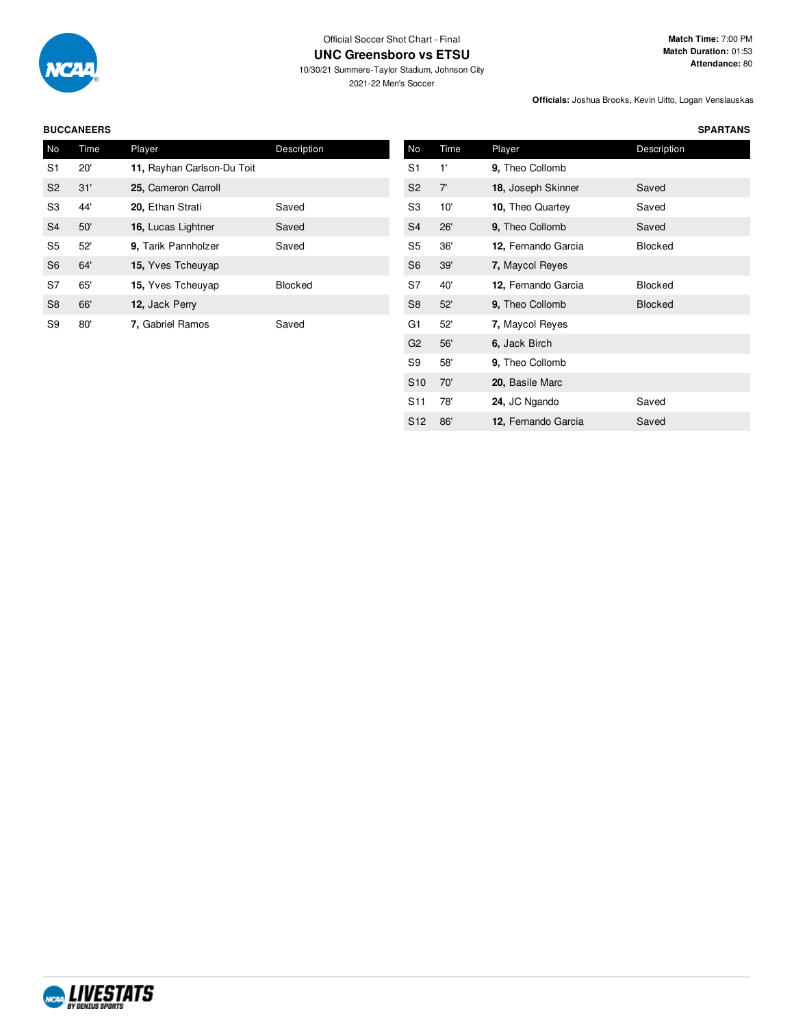Official Soccer Shot Chart - Final

# UNC Greensboro vs ETSU

10/30/21 Summers-Taylor Stadium, Johnson City

2021-22 Men's Soccer

**Match Time:** 7:00 PM
**Match Duration:** 01:53
**Attendance:** 80

**Officials:** Joshua Brooks, Kevin Uitto, Logan Venslauskas

### BUCCANEERS

| No | Time | Player | Description |
|---|---|---|---|
| S1 | 20' | **11,** Rayhan Carlson-Du Toit | |
| S2 | 31' | **25,** Cameron Carroll | |
| S3 | 44' | **20,** Ethan Strati | Saved |
| S4 | 50' | **16,** Lucas Lightner | Saved |
| S5 | 52' | **9,** Tarik Pannholzer | Saved |
| S6 | 64' | **15,** Yves Tcheuyap | |
| S7 | 65' | **15,** Yves Tcheuyap | Blocked |
| S8 | 66' | **12,** Jack Perry | |
| S9 | 80' | **7,** Gabriel Ramos | Saved |

### SPARTANS

| No | Time | Player | Description |
|---|---|---|---|
| S1 | 1' | **9,** Theo Collomb | |
| S2 | 7' | **18,** Joseph Skinner | Saved |
| S3 | 10' | **10,** Theo Quartey | Saved |
| S4 | 26' | **9,** Theo Collomb | Saved |
| S5 | 36' | **12,** Fernando Garcia | Blocked |
| S6 | 39' | **7,** Maycol Reyes | |
| S7 | 40' | **12,** Fernando Garcia | Blocked |
| S8 | 52' | **9,** Theo Collomb | Blocked |
| G1 | 52' | **7,** Maycol Reyes | |
| G2 | 56' | **6,** Jack Birch | |
| S9 | 58' | **9,** Theo Collomb | |
| S10 | 70' | **20,** Basile Marc | |
| S11 | 78' | **24,** JC Ngando | Saved |
| S12 | 86' | **12,** Fernando Garcia | Saved |